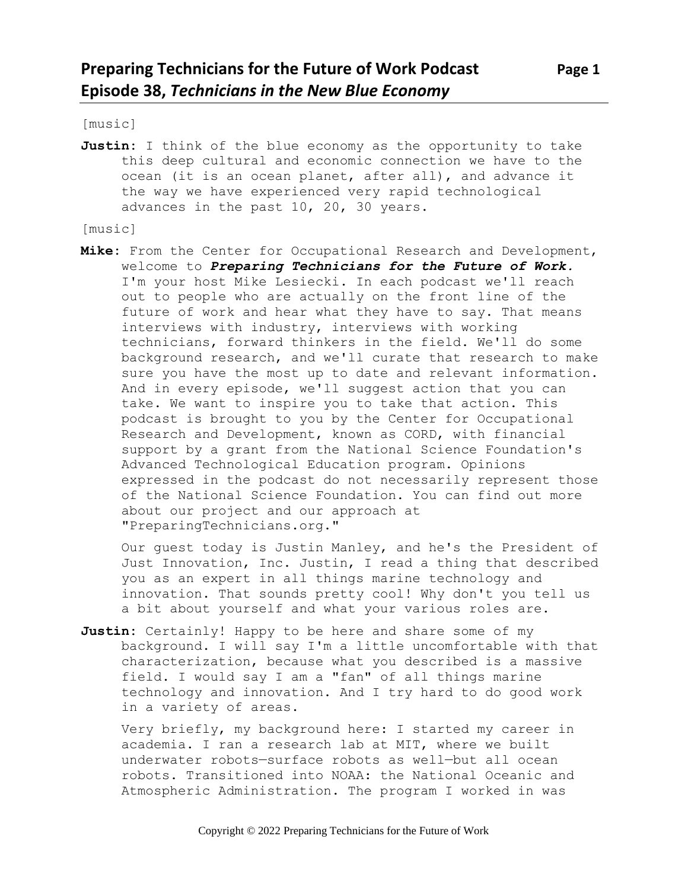# Preparing Technicians for the Future of Work Podcast
## Episode 38, *Technicians in the New Blue Economy*

[music]

**Justin:** I think of the blue economy as the opportunity to take this deep cultural and economic connection we have to the ocean (it is an ocean planet, after all), and advance it the way we have experienced very rapid technological advances in the past 10, 20, 30 years.

[music]

**Mike:** From the Center for Occupational Research and Development, welcome to ***Preparing Technicians for the Future of Work.*** I'm your host Mike Lesiecki. In each podcast we'll reach out to people who are actually on the front line of the future of work and hear what they have to say. That means interviews with industry, interviews with working technicians, forward thinkers in the field. We'll do some background research, and we'll curate that research to make sure you have the most up to date and relevant information. And in every episode, we'll suggest action that you can take. We want to inspire you to take that action. This podcast is brought to you by the Center for Occupational Research and Development, known as CORD, with financial support by a grant from the National Science Foundation's Advanced Technological Education program. Opinions expressed in the podcast do not necessarily represent those of the National Science Foundation. You can find out more about our project and our approach at "PreparingTechnicians.org."

Our guest today is Justin Manley, and he's the President of Just Innovation, Inc. Justin, I read a thing that described you as an expert in all things marine technology and innovation. That sounds pretty cool! Why don't you tell us a bit about yourself and what your various roles are.

**Justin:** Certainly! Happy to be here and share some of my background. I will say I'm a little uncomfortable with that characterization, because what you described is a massive field. I would say I am a "fan" of all things marine technology and innovation. And I try hard to do good work in a variety of areas.

Very briefly, my background here: I started my career in academia. I ran a research lab at MIT, where we built underwater robots—surface robots as well—but all ocean robots. Transitioned into NOAA: the National Oceanic and Atmospheric Administration. The program I worked in was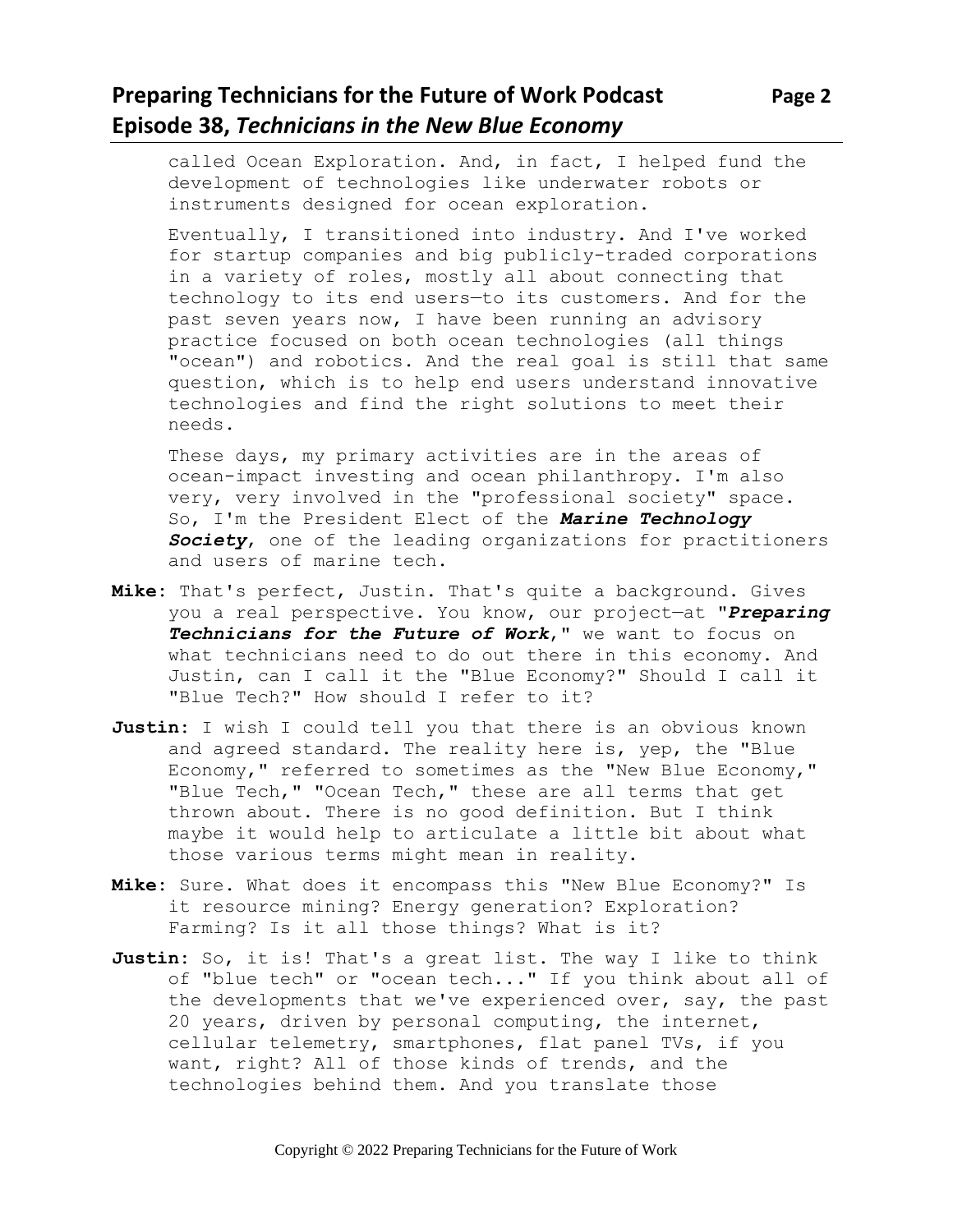called Ocean Exploration. And, in fact, I helped fund the development of technologies like underwater robots or instruments designed for ocean exploration.

Eventually, I transitioned into industry. And I've worked for startup companies and big publicly-traded corporations in a variety of roles, mostly all about connecting that technology to its end users—to its customers. And for the past seven years now, I have been running an advisory practice focused on both ocean technologies (all things "ocean") and robotics. And the real goal is still that same question, which is to help end users understand innovative technologies and find the right solutions to meet their needs.

These days, my primary activities are in the areas of ocean-impact investing and ocean philanthropy. I'm also very, very involved in the "professional society" space. So, I'm the President Elect of the ***Marine Technology Society***, one of the leading organizations for practitioners and users of marine tech.

**Mike**: That's perfect, Justin. That's quite a background. Gives you a real perspective. You know, our project—at "***Preparing Technicians for the Future of Work***," we want to focus on what technicians need to do out there in this economy. And Justin, can I call it the "Blue Economy?" Should I call it "Blue Tech?" How should I refer to it?

**Justin**: I wish I could tell you that there is an obvious known and agreed standard. The reality here is, yep, the "Blue Economy," referred to sometimes as the "New Blue Economy," "Blue Tech," "Ocean Tech," these are all terms that get thrown about. There is no good definition. But I think maybe it would help to articulate a little bit about what those various terms might mean in reality.

**Mike**: Sure. What does it encompass this "New Blue Economy?" Is it resource mining? Energy generation? Exploration? Farming? Is it all those things? What is it?

**Justin**: So, it is! That's a great list. The way I like to think of "blue tech" or "ocean tech..." If you think about all of the developments that we've experienced over, say, the past 20 years, driven by personal computing, the internet, cellular telemetry, smartphones, flat panel TVs, if you want, right? All of those kinds of trends, and the technologies behind them. And you translate those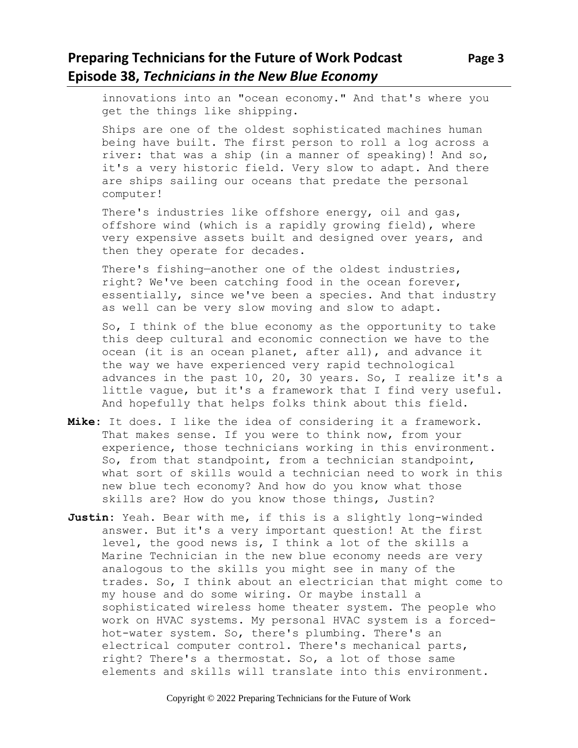innovations into an "ocean economy." And that's where you get the things like shipping.

Ships are one of the oldest sophisticated machines human being have built. The first person to roll a log across a river: that was a ship (in a manner of speaking)! And so, it's a very historic field. Very slow to adapt. And there are ships sailing our oceans that predate the personal computer!

There's industries like offshore energy, oil and gas, offshore wind (which is a rapidly growing field), where very expensive assets built and designed over years, and then they operate for decades.

There's fishing—another one of the oldest industries, right? We've been catching food in the ocean forever, essentially, since we've been a species. And that industry as well can be very slow moving and slow to adapt.

So, I think of the blue economy as the opportunity to take this deep cultural and economic connection we have to the ocean (it is an ocean planet, after all), and advance it the way we have experienced very rapid technological advances in the past 10, 20, 30 years. So, I realize it's a little vague, but it's a framework that I find very useful. And hopefully that helps folks think about this field.

**Mike**: It does. I like the idea of considering it a framework. That makes sense. If you were to think now, from your experience, those technicians working in this environment. So, from that standpoint, from a technician standpoint, what sort of skills would a technician need to work in this new blue tech economy? And how do you know what those skills are? How do you know those things, Justin?

**Justin**: Yeah. Bear with me, if this is a slightly long-winded answer. But it's a very important question! At the first level, the good news is, I think a lot of the skills a Marine Technician in the new blue economy needs are very analogous to the skills you might see in many of the trades. So, I think about an electrician that might come to my house and do some wiring. Or maybe install a sophisticated wireless home theater system. The people who work on HVAC systems. My personal HVAC system is a forced-hot-water system. So, there's plumbing. There's an electrical computer control. There's mechanical parts, right? There's a thermostat. So, a lot of those same elements and skills will translate into this environment.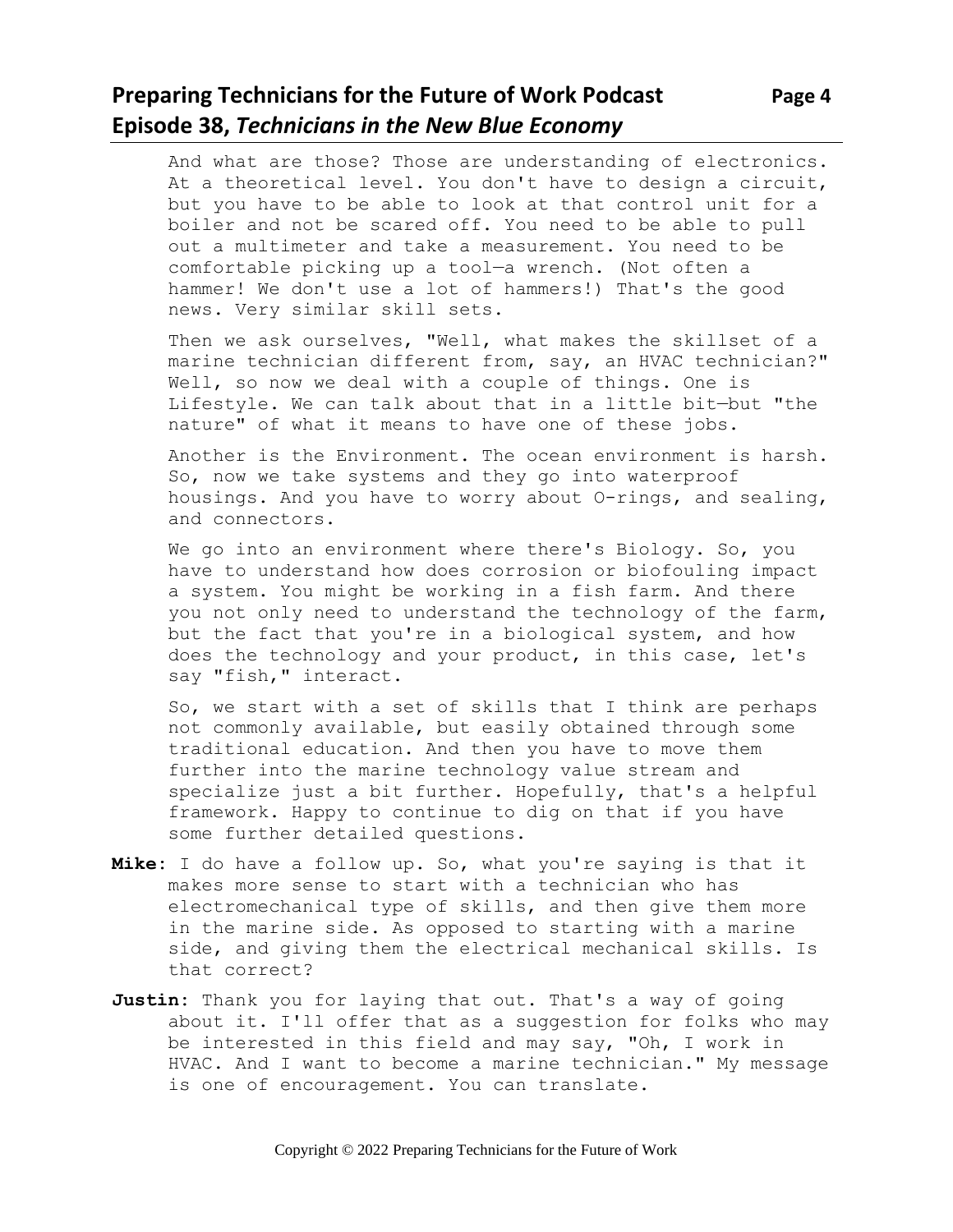And what are those? Those are understanding of electronics. At a theoretical level. You don't have to design a circuit, but you have to be able to look at that control unit for a boiler and not be scared off. You need to be able to pull out a multimeter and take a measurement. You need to be comfortable picking up a tool—a wrench. (Not often a hammer! We don't use a lot of hammers!) That's the good news. Very similar skill sets.

Then we ask ourselves, "Well, what makes the skillset of a marine technician different from, say, an HVAC technician?" Well, so now we deal with a couple of things. One is Lifestyle. We can talk about that in a little bit—but "the nature" of what it means to have one of these jobs.

Another is the Environment. The ocean environment is harsh. So, now we take systems and they go into waterproof housings. And you have to worry about O-rings, and sealing, and connectors.

We go into an environment where there's Biology. So, you have to understand how does corrosion or biofouling impact a system. You might be working in a fish farm. And there you not only need to understand the technology of the farm, but the fact that you're in a biological system, and how does the technology and your product, in this case, let's say "fish," interact.

So, we start with a set of skills that I think are perhaps not commonly available, but easily obtained through some traditional education. And then you have to move them further into the marine technology value stream and specialize just a bit further. Hopefully, that's a helpful framework. Happy to continue to dig on that if you have some further detailed questions.

**Mike**: I do have a follow up. So, what you're saying is that it makes more sense to start with a technician who has electromechanical type of skills, and then give them more in the marine side. As opposed to starting with a marine side, and giving them the electrical mechanical skills. Is that correct?

**Justin**: Thank you for laying that out. That's a way of going about it. I'll offer that as a suggestion for folks who may be interested in this field and may say, "Oh, I work in HVAC. And I want to become a marine technician." My message is one of encouragement. You can translate.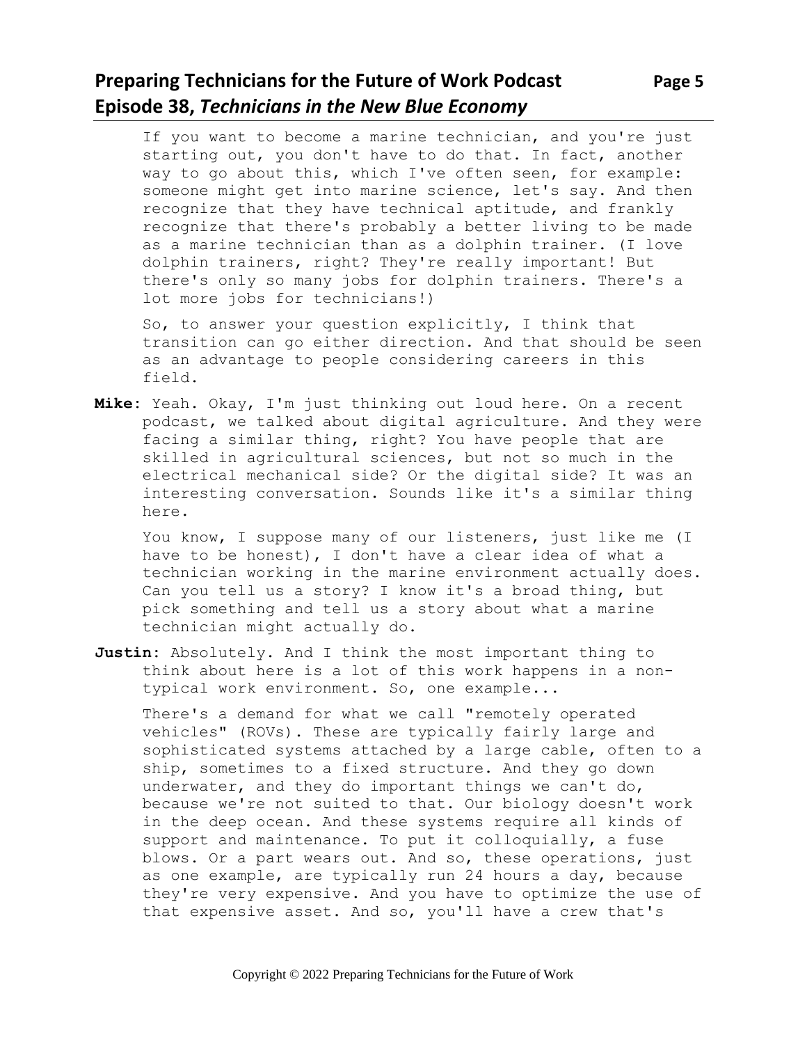If you want to become a marine technician, and you're just starting out, you don't have to do that. In fact, another way to go about this, which I've often seen, for example: someone might get into marine science, let's say. And then recognize that they have technical aptitude, and frankly recognize that there's probably a better living to be made as a marine technician than as a dolphin trainer. (I love dolphin trainers, right? They're really important! But there's only so many jobs for dolphin trainers. There's a lot more jobs for technicians!)

So, to answer your question explicitly, I think that transition can go either direction. And that should be seen as an advantage to people considering careers in this field.

**Mike:** Yeah. Okay, I'm just thinking out loud here. On a recent podcast, we talked about digital agriculture. And they were facing a similar thing, right? You have people that are skilled in agricultural sciences, but not so much in the electrical mechanical side? Or the digital side? It was an interesting conversation. Sounds like it's a similar thing here.

You know, I suppose many of our listeners, just like me (I have to be honest), I don't have a clear idea of what a technician working in the marine environment actually does. Can you tell us a story? I know it's a broad thing, but pick something and tell us a story about what a marine technician might actually do.

**Justin:** Absolutely. And I think the most important thing to think about here is a lot of this work happens in a non-typical work environment. So, one example...

There's a demand for what we call "remotely operated vehicles" (ROVs). These are typically fairly large and sophisticated systems attached by a large cable, often to a ship, sometimes to a fixed structure. And they go down underwater, and they do important things we can't do, because we're not suited to that. Our biology doesn't work in the deep ocean. And these systems require all kinds of support and maintenance. To put it colloquially, a fuse blows. Or a part wears out. And so, these operations, just as one example, are typically run 24 hours a day, because they're very expensive. And you have to optimize the use of that expensive asset. And so, you'll have a crew that's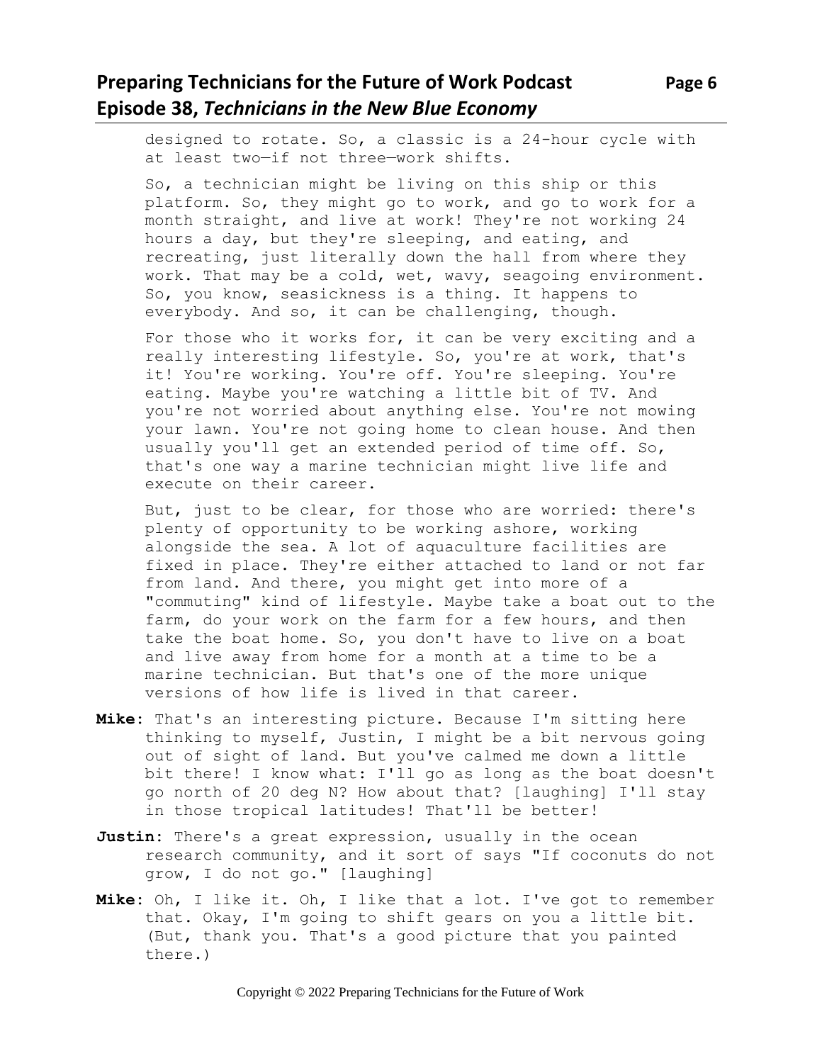designed to rotate. So, a classic is a 24-hour cycle with at least two—if not three—work shifts.

So, a technician might be living on this ship or this platform. So, they might go to work, and go to work for a month straight, and live at work! They're not working 24 hours a day, but they're sleeping, and eating, and recreating, just literally down the hall from where they work. That may be a cold, wet, wavy, seagoing environment. So, you know, seasickness is a thing. It happens to everybody. And so, it can be challenging, though.

For those who it works for, it can be very exciting and a really interesting lifestyle. So, you're at work, that's it! You're working. You're off. You're sleeping. You're eating. Maybe you're watching a little bit of TV. And you're not worried about anything else. You're not mowing your lawn. You're not going home to clean house. And then usually you'll get an extended period of time off. So, that's one way a marine technician might live life and execute on their career.

But, just to be clear, for those who are worried: there's plenty of opportunity to be working ashore, working alongside the sea. A lot of aquaculture facilities are fixed in place. They're either attached to land or not far from land. And there, you might get into more of a "commuting" kind of lifestyle. Maybe take a boat out to the farm, do your work on the farm for a few hours, and then take the boat home. So, you don't have to live on a boat and live away from home for a month at a time to be a marine technician. But that's one of the more unique versions of how life is lived in that career.

**Mike**: That's an interesting picture. Because I'm sitting here thinking to myself, Justin, I might be a bit nervous going out of sight of land. But you've calmed me down a little bit there! I know what: I'll go as long as the boat doesn't go north of 20 deg N? How about that? [laughing] I'll stay in those tropical latitudes! That'll be better!

**Justin**: There's a great expression, usually in the ocean research community, and it sort of says "If coconuts do not grow, I do not go." [laughing]

**Mike**: Oh, I like it. Oh, I like that a lot. I've got to remember that. Okay, I'm going to shift gears on you a little bit. (But, thank you. That's a good picture that you painted there.)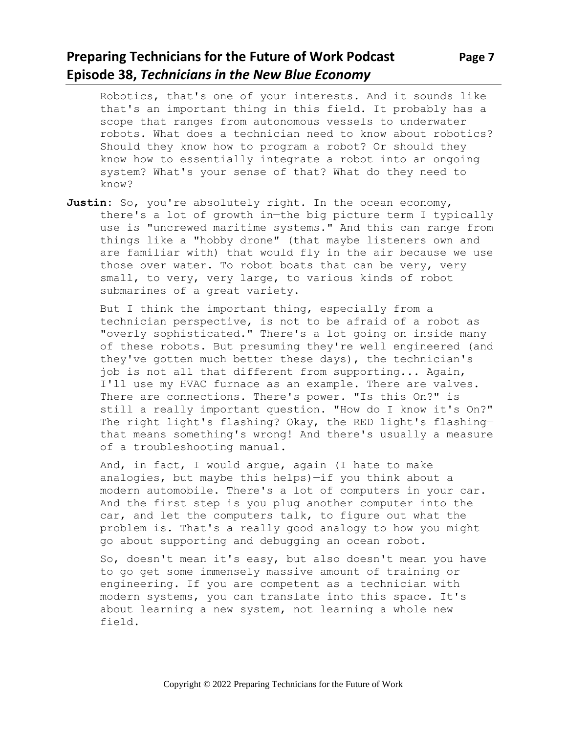Robotics, that's one of your interests. And it sounds like that's an important thing in this field. It probably has a scope that ranges from autonomous vessels to underwater robots. What does a technician need to know about robotics? Should they know how to program a robot? Or should they know how to essentially integrate a robot into an ongoing system? What's your sense of that? What do they need to know?

**Justin:** So, you're absolutely right. In the ocean economy, there's a lot of growth in—the big picture term I typically use is "uncrewed maritime systems." And this can range from things like a "hobby drone" (that maybe listeners own and are familiar with) that would fly in the air because we use those over water. To robot boats that can be very, very small, to very, very large, to various kinds of robot submarines of a great variety.

But I think the important thing, especially from a technician perspective, is not to be afraid of a robot as "overly sophisticated." There's a lot going on inside many of these robots. But presuming they're well engineered (and they've gotten much better these days), the technician's job is not all that different from supporting... Again, I'll use my HVAC furnace as an example. There are valves. There are connections. There's power. "Is this On?" is still a really important question. "How do I know it's On?" The right light's flashing? Okay, the RED light's flashing—that means something's wrong! And there's usually a measure of a troubleshooting manual.

And, in fact, I would argue, again (I hate to make analogies, but maybe this helps)—if you think about a modern automobile. There's a lot of computers in your car. And the first step is you plug another computer into the car, and let the computers talk, to figure out what the problem is. That's a really good analogy to how you might go about supporting and debugging an ocean robot.

So, doesn't mean it's easy, but also doesn't mean you have to go get some immensely massive amount of training or engineering. If you are competent as a technician with modern systems, you can translate into this space. It's about learning a new system, not learning a whole new field.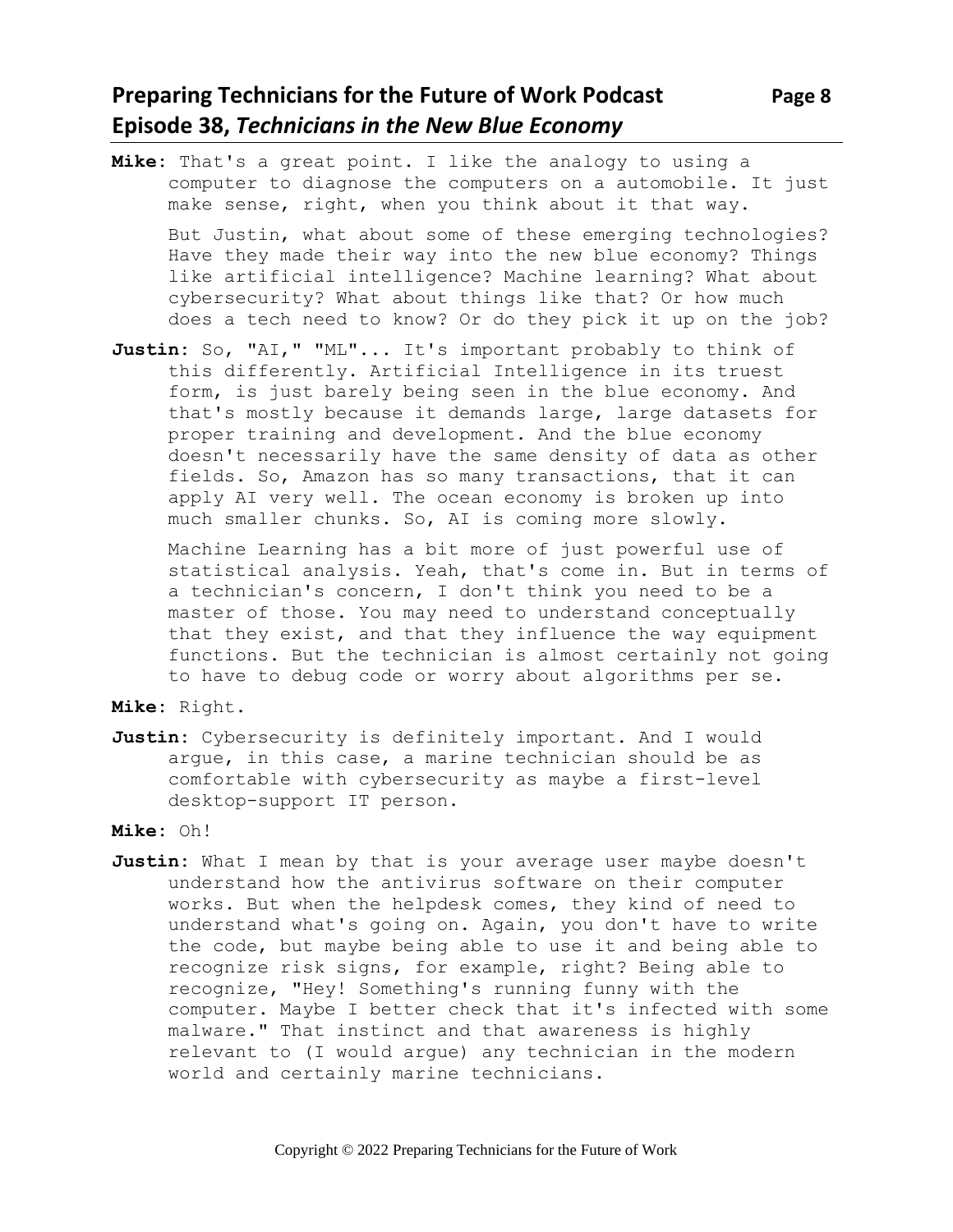**Mike**: That's a great point. I like the analogy to using a computer to diagnose the computers on a automobile. It just make sense, right, when you think about it that way.

But Justin, what about some of these emerging technologies? Have they made their way into the new blue economy? Things like artificial intelligence? Machine learning? What about cybersecurity? What about things like that? Or how much does a tech need to know? Or do they pick it up on the job?

**Justin**: So, "AI," "ML"... It's important probably to think of this differently. Artificial Intelligence in its truest form, is just barely being seen in the blue economy. And that's mostly because it demands large, large datasets for proper training and development. And the blue economy doesn't necessarily have the same density of data as other fields. So, Amazon has so many transactions, that it can apply AI very well. The ocean economy is broken up into much smaller chunks. So, AI is coming more slowly.

Machine Learning has a bit more of just powerful use of statistical analysis. Yeah, that's come in. But in terms of a technician's concern, I don't think you need to be a master of those. You may need to understand conceptually that they exist, and that they influence the way equipment functions. But the technician is almost certainly not going to have to debug code or worry about algorithms per se.

**Mike**: Right.

**Justin**: Cybersecurity is definitely important. And I would argue, in this case, a marine technician should be as comfortable with cybersecurity as maybe a first-level desktop-support IT person.

**Mike**: Oh!

**Justin**: What I mean by that is your average user maybe doesn't understand how the antivirus software on their computer works. But when the helpdesk comes, they kind of need to understand what's going on. Again, you don't have to write the code, but maybe being able to use it and being able to recognize risk signs, for example, right? Being able to recognize, "Hey! Something's running funny with the computer. Maybe I better check that it's infected with some malware." That instinct and that awareness is highly relevant to (I would argue) any technician in the modern world and certainly marine technicians.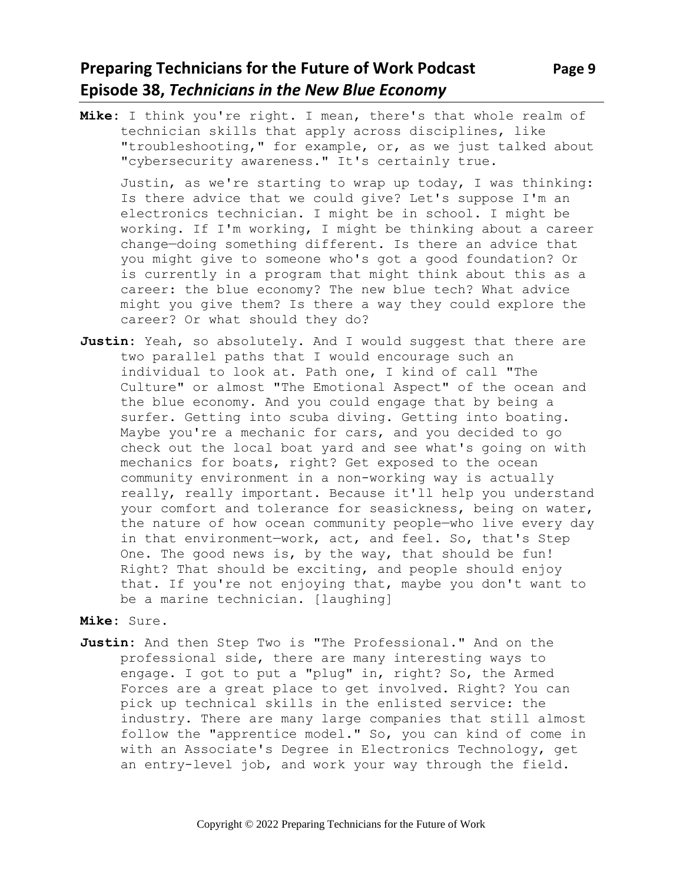**Mike**: I think you're right. I mean, there's that whole realm of technician skills that apply across disciplines, like "troubleshooting," for example, or, as we just talked about "cybersecurity awareness." It's certainly true.

Justin, as we're starting to wrap up today, I was thinking: Is there advice that we could give? Let's suppose I'm an electronics technician. I might be in school. I might be working. If I'm working, I might be thinking about a career change—doing something different. Is there an advice that you might give to someone who's got a good foundation? Or is currently in a program that might think about this as a career: the blue economy? The new blue tech? What advice might you give them? Is there a way they could explore the career? Or what should they do?

**Justin**: Yeah, so absolutely. And I would suggest that there are two parallel paths that I would encourage such an individual to look at. Path one, I kind of call "The Culture" or almost "The Emotional Aspect" of the ocean and the blue economy. And you could engage that by being a surfer. Getting into scuba diving. Getting into boating. Maybe you're a mechanic for cars, and you decided to go check out the local boat yard and see what's going on with mechanics for boats, right? Get exposed to the ocean community environment in a non-working way is actually really, really important. Because it'll help you understand your comfort and tolerance for seasickness, being on water, the nature of how ocean community people—who live every day in that environment—work, act, and feel. So, that's Step One. The good news is, by the way, that should be fun! Right? That should be exciting, and people should enjoy that. If you're not enjoying that, maybe you don't want to be a marine technician. [laughing]

**Mike**: Sure.

**Justin**: And then Step Two is "The Professional." And on the professional side, there are many interesting ways to engage. I got to put a "plug" in, right? So, the Armed Forces are a great place to get involved. Right? You can pick up technical skills in the enlisted service: the industry. There are many large companies that still almost follow the "apprentice model." So, you can kind of come in with an Associate's Degree in Electronics Technology, get an entry-level job, and work your way through the field.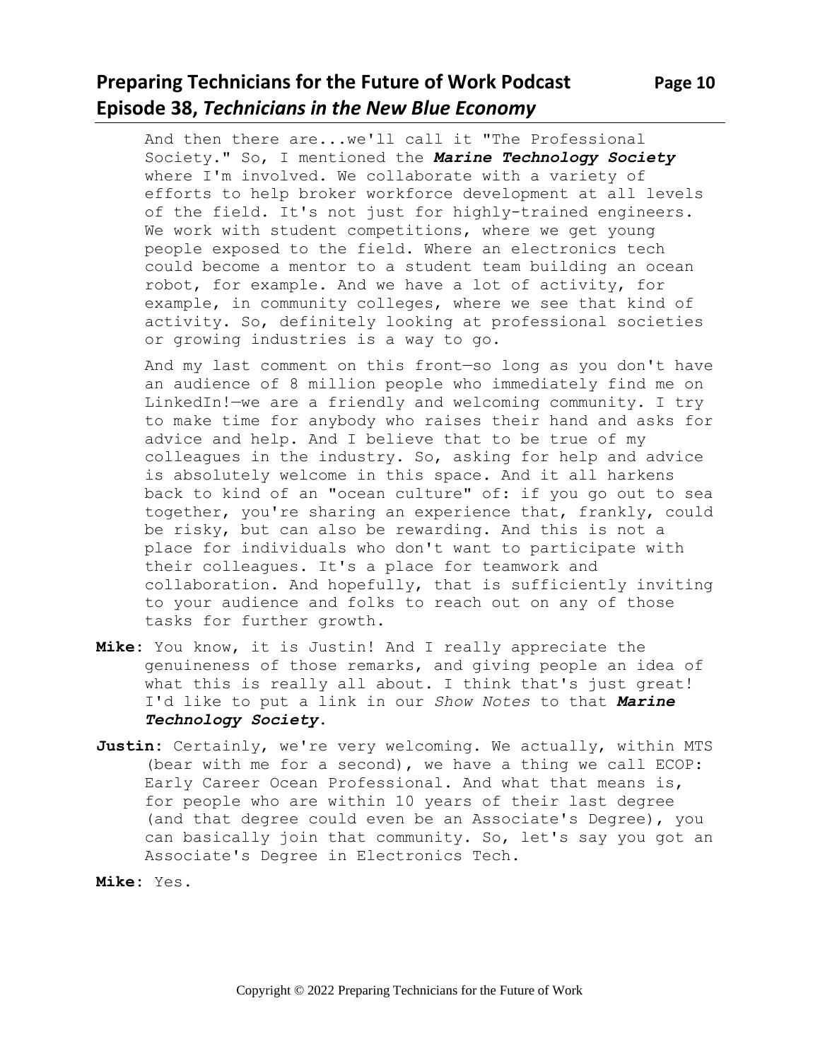And then there are...we'll call it "The Professional Society." So, I mentioned the ***Marine Technology Society*** where I'm involved. We collaborate with a variety of efforts to help broker workforce development at all levels of the field. It's not just for highly-trained engineers. We work with student competitions, where we get young people exposed to the field. Where an electronics tech could become a mentor to a student team building an ocean robot, for example. And we have a lot of activity, for example, in community colleges, where we see that kind of activity. So, definitely looking at professional societies or growing industries is a way to go.

And my last comment on this front—so long as you don't have an audience of 8 million people who immediately find me on LinkedIn!—we are a friendly and welcoming community. I try to make time for anybody who raises their hand and asks for advice and help. And I believe that to be true of my colleagues in the industry. So, asking for help and advice is absolutely welcome in this space. And it all harkens back to kind of an "ocean culture" of: if you go out to sea together, you're sharing an experience that, frankly, could be risky, but can also be rewarding. And this is not a place for individuals who don't want to participate with their colleagues. It's a place for teamwork and collaboration. And hopefully, that is sufficiently inviting to your audience and folks to reach out on any of those tasks for further growth.

**Mike**: You know, it is Justin! And I really appreciate the genuineness of those remarks, and giving people an idea of what this is really all about. I think that's just great! I'd like to put a link in our *Show Notes* to that ***Marine Technology Society***.

**Justin**: Certainly, we're very welcoming. We actually, within MTS (bear with me for a second), we have a thing we call ECOP: Early Career Ocean Professional. And what that means is, for people who are within 10 years of their last degree (and that degree could even be an Associate's Degree), you can basically join that community. So, let's say you got an Associate's Degree in Electronics Tech.

**Mike**: Yes.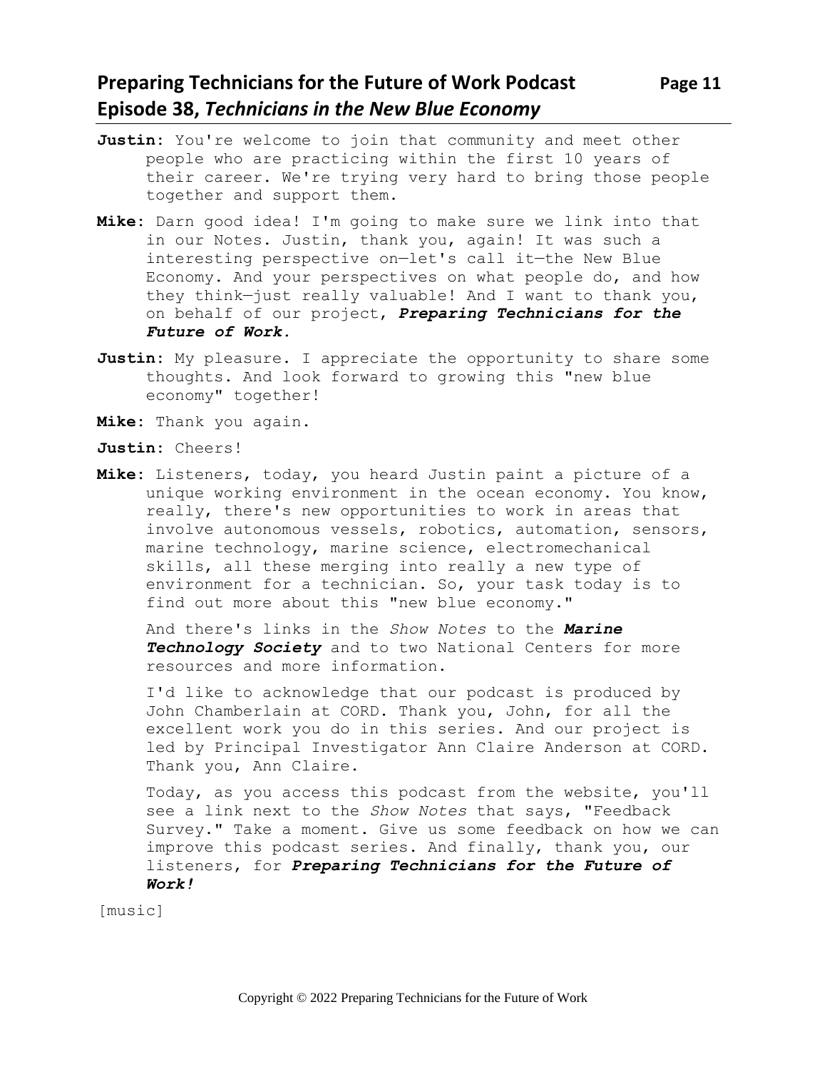**Justin:** You're welcome to join that community and meet other people who are practicing within the first 10 years of their career. We're trying very hard to bring those people together and support them.

**Mike:** Darn good idea! I'm going to make sure we link into that in our Notes. Justin, thank you, again! It was such a interesting perspective on—let's call it—the New Blue Economy. And your perspectives on what people do, and how they think—just really valuable! And I want to thank you, on behalf of our project, ***Preparing Technicians for the Future of Work.***

**Justin:** My pleasure. I appreciate the opportunity to share some thoughts. And look forward to growing this "new blue economy" together!

**Mike:** Thank you again.

**Justin:** Cheers!

**Mike:** Listeners, today, you heard Justin paint a picture of a unique working environment in the ocean economy. You know, really, there's new opportunities to work in areas that involve autonomous vessels, robotics, automation, sensors, marine technology, marine science, electromechanical skills, all these merging into really a new type of environment for a technician. So, your task today is to find out more about this "new blue economy."

And there's links in the *Show Notes* to the ***Marine Technology Society*** and to two National Centers for more resources and more information.

I'd like to acknowledge that our podcast is produced by John Chamberlain at CORD. Thank you, John, for all the excellent work you do in this series. And our project is led by Principal Investigator Ann Claire Anderson at CORD. Thank you, Ann Claire.

Today, as you access this podcast from the website, you'll see a link next to the *Show Notes* that says, "Feedback Survey." Take a moment. Give us some feedback on how we can improve this podcast series. And finally, thank you, our listeners, for ***Preparing Technicians for the Future of Work!***

[music]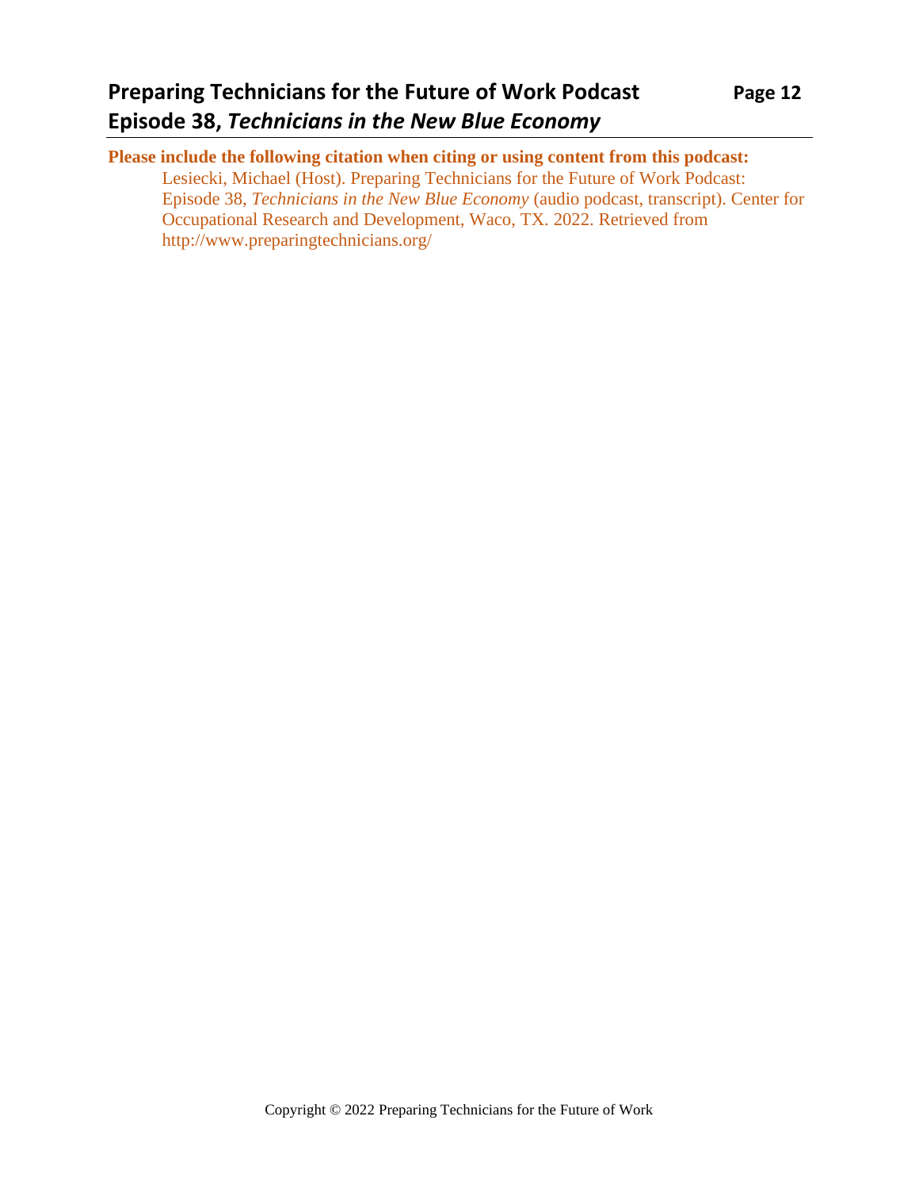**Please include the following citation when citing or using content from this podcast:**

Lesiecki, Michael (Host). Preparing Technicians for the Future of Work Podcast: Episode 38, *Technicians in the New Blue Economy* (audio podcast, transcript). Center for Occupational Research and Development, Waco, TX. 2022. Retrieved from http://www.preparingtechnicians.org/